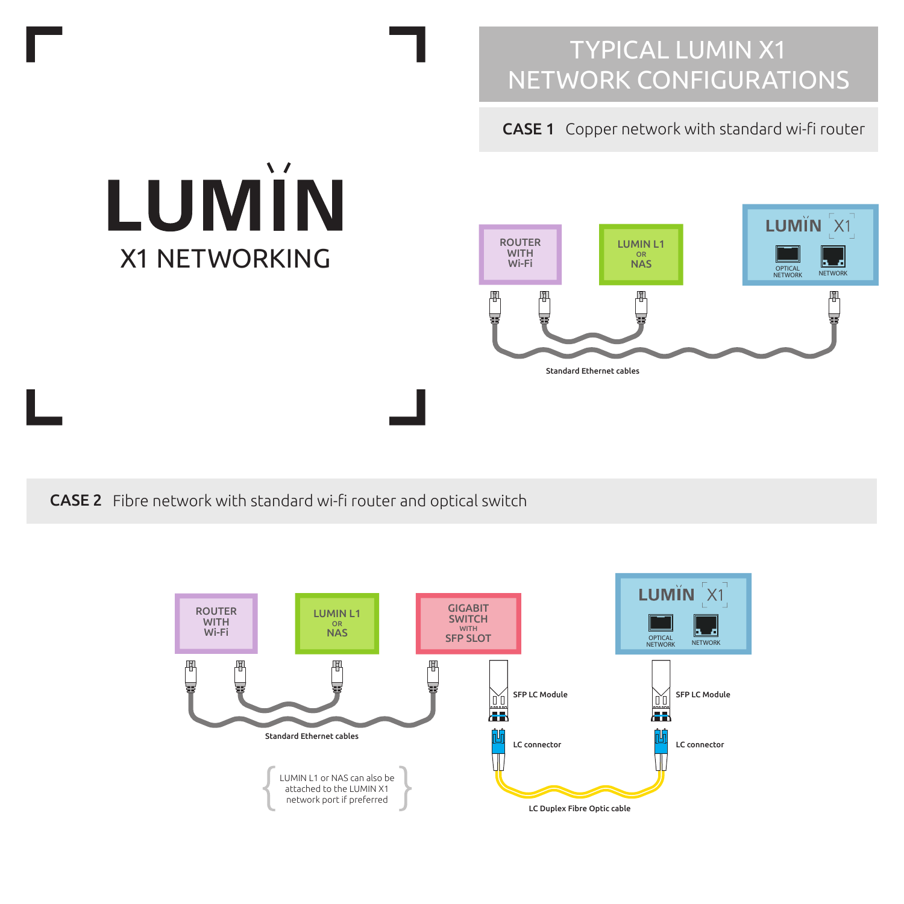# LUMIN

## X1 NETWORKING

# TYPICAL LUMIN X1 NETWORK CONFIGURATIONS

## CASE 1 Copper network with standard wi-fi router

ROUTER WITH Wi-Fi

LUMIN L1 OR NAS

LUMIN X1

OPTICAL NETWORK

NETWORK

Standard Ethernet cables

## CASE 2 Fibre network with standard wi-fi router and optical switch

ROUTER WITH Wi-Fi

LUMIN L1 OR NAS

GIGABIT SWITCH WITH SFP SLOT

LUMIN X1

OPTICAL NETWORK

NETWORK

SFP LC Module

SFP LC Module

LC connector

LC connector

Standard Ethernet cables

LC Duplex Fibre Optic cable

{ LUMIN L1 or NAS can also be attached to the LUMIN X1 network port if preferred }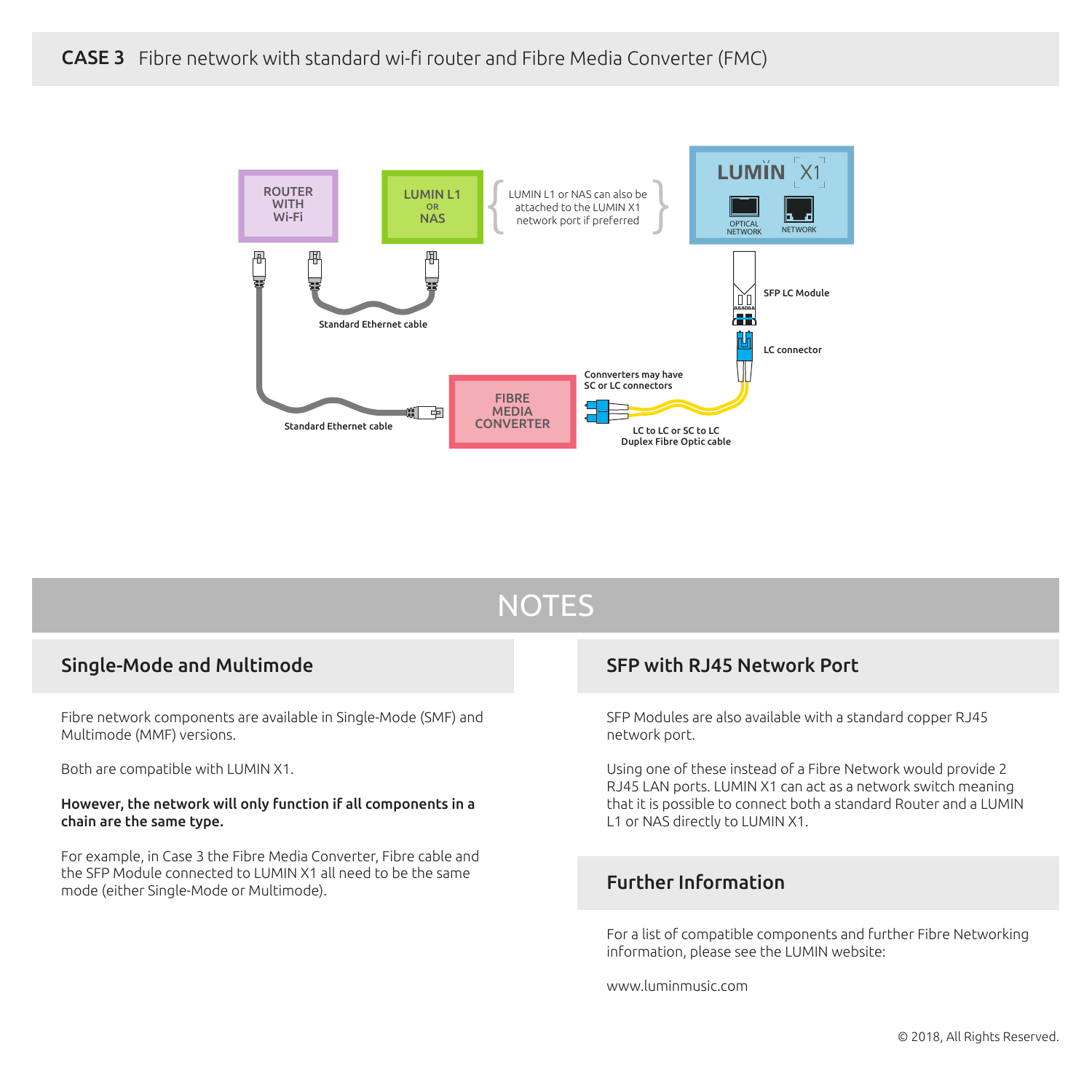## CASE 3 Fibre network with standard wi-fi router and Fibre Media Converter (FMC)

ROUTER WITH Wi-Fi

LUMIN L1 OR NAS

LUMIN L1 or NAS can also be attached to the LUMIN X1 network port if preferred

LUMIN X1

OPTICAL NETWORK

NETWORK

SFP LC Module

LC connector

Standard Ethernet cable

Connverters may have SC or LC connectors

FIBRE MEDIA CONVERTER

Standard Ethernet cable

LC to LC or SC to LC Duplex Fibre Optic cable

# NOTES

## Single-Mode and Multimode

Fibre network components are available in Single-Mode (SMF) and Multimode (MMF) versions.

Both are compatible with LUMIN X1.

**However, the network will only function if all components in a chain are the same type.**

For example, in Case 3 the Fibre Media Converter, Fibre cable and the SFP Module connected to LUMIN X1 all need to be the same mode (either Single-Mode or Multimode).

## SFP with RJ45 Network Port

SFP Modules are also available with a standard copper RJ45 network port.

Using one of these instead of a Fibre Network would provide 2 RJ45 LAN ports. LUMIN X1 can act as a network switch meaning that it is possible to connect both a standard Router and a LUMIN L1 or NAS directly to LUMIN X1.

## Further Information

For a list of compatible components and further Fibre Networking information, please see the LUMIN website:

www.luminmusic.com

© 2018, All Rights Reserved.